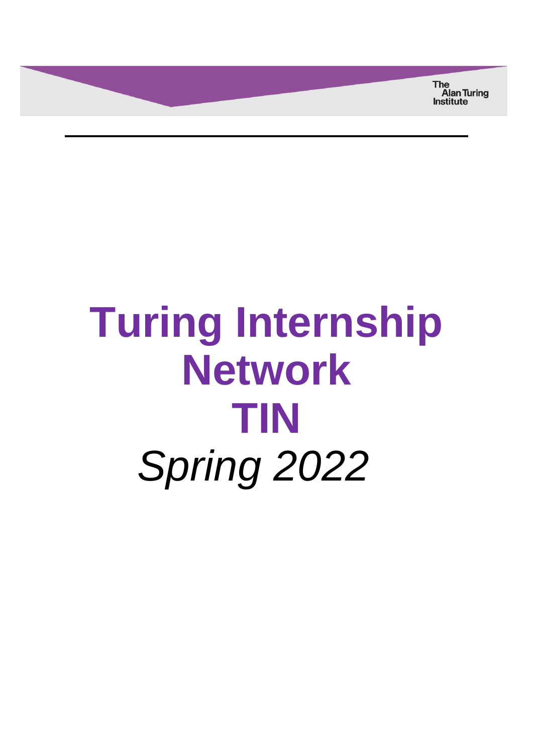The Alan Turing Institute

# Turing Internship Network

# TIN

*Spring 2022*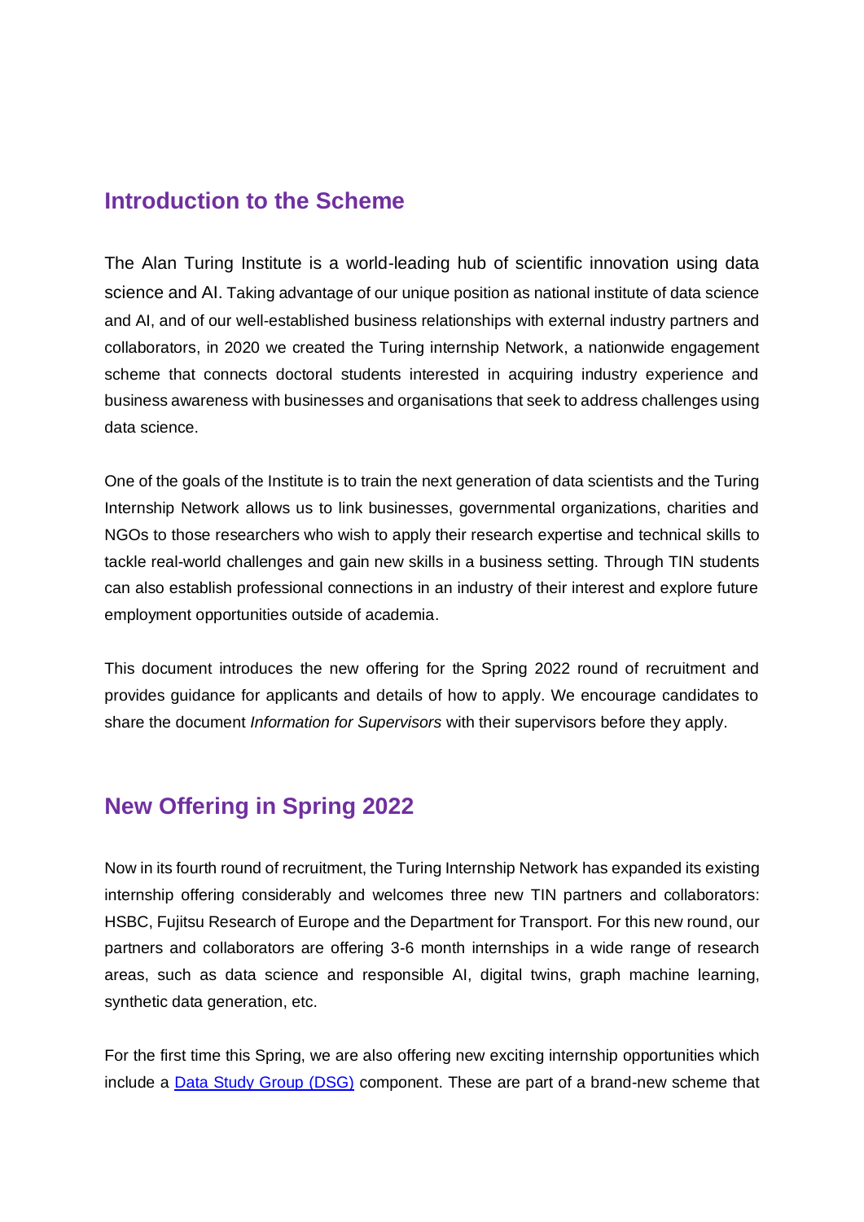## Introduction to the Scheme

The Alan Turing Institute is a world-leading hub of scientific innovation using data science and AI. Taking advantage of our unique position as national institute of data science and AI, and of our well-established business relationships with external industry partners and collaborators, in 2020 we created the Turing internship Network, a nationwide engagement scheme that connects doctoral students interested in acquiring industry experience and business awareness with businesses and organisations that seek to address challenges using data science.

One of the goals of the Institute is to train the next generation of data scientists and the Turing Internship Network allows us to link businesses, governmental organizations, charities and NGOs to those researchers who wish to apply their research expertise and technical skills to tackle real-world challenges and gain new skills in a business setting. Through TIN students can also establish professional connections in an industry of their interest and explore future employment opportunities outside of academia.

This document introduces the new offering for the Spring 2022 round of recruitment and provides guidance for applicants and details of how to apply. We encourage candidates to share the document *Information for Supervisors* with their supervisors before they apply.

## New Offering in Spring 2022

Now in its fourth round of recruitment, the Turing Internship Network has expanded its existing internship offering considerably and welcomes three new TIN partners and collaborators: HSBC, Fujitsu Research of Europe and the Department for Transport. For this new round, our partners and collaborators are offering 3-6 month internships in a wide range of research areas, such as data science and responsible AI, digital twins, graph machine learning, synthetic data generation, etc.

For the first time this Spring, we are also offering new exciting internship opportunities which include a [Data Study Group (DSG)](#) component. These are part of a brand-new scheme that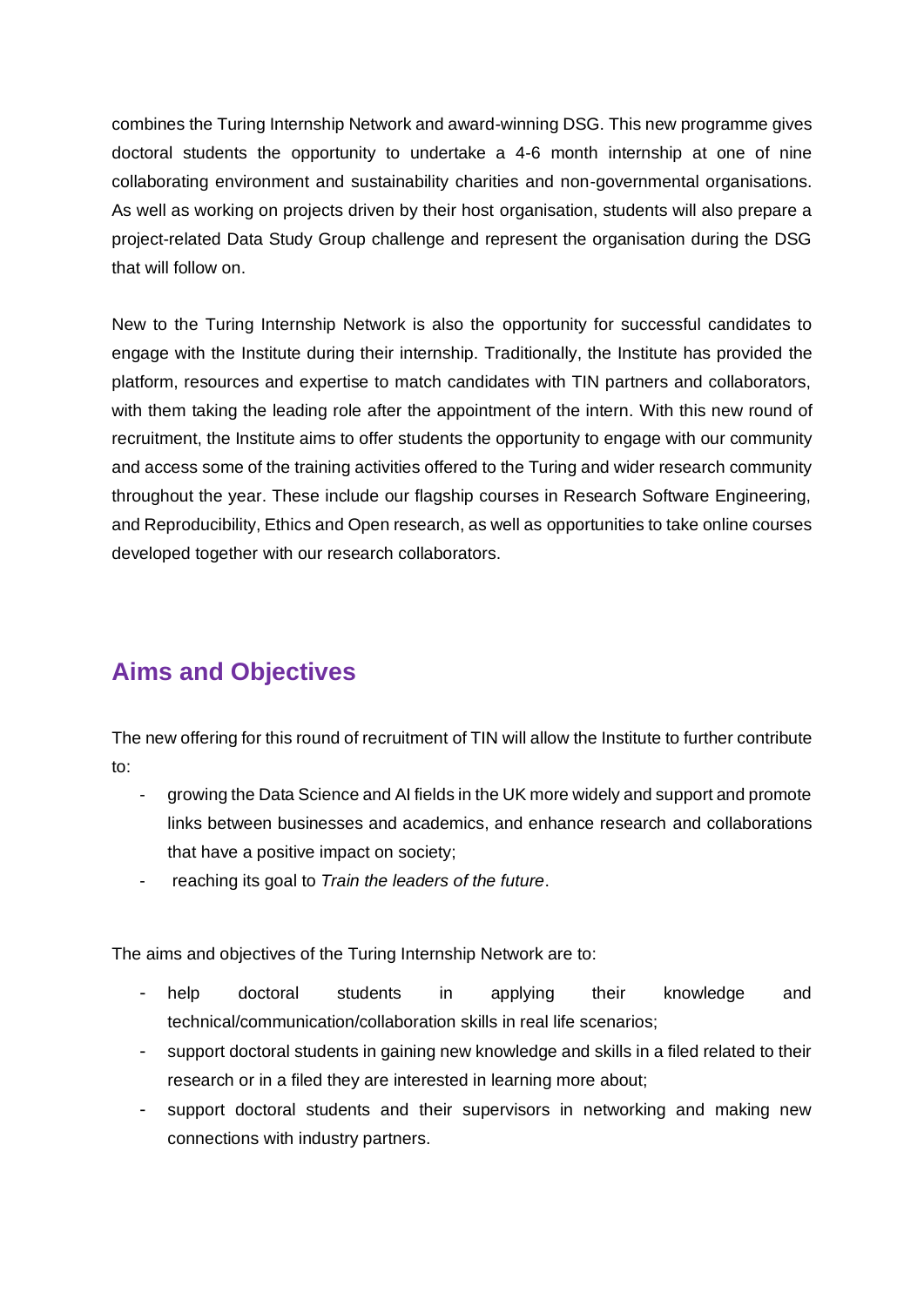combines the Turing Internship Network and award-winning DSG. This new programme gives doctoral students the opportunity to undertake a 4-6 month internship at one of nine collaborating environment and sustainability charities and non-governmental organisations. As well as working on projects driven by their host organisation, students will also prepare a project-related Data Study Group challenge and represent the organisation during the DSG that will follow on.

New to the Turing Internship Network is also the opportunity for successful candidates to engage with the Institute during their internship. Traditionally, the Institute has provided the platform, resources and expertise to match candidates with TIN partners and collaborators, with them taking the leading role after the appointment of the intern. With this new round of recruitment, the Institute aims to offer students the opportunity to engage with our community and access some of the training activities offered to the Turing and wider research community throughout the year. These include our flagship courses in Research Software Engineering, and Reproducibility, Ethics and Open research, as well as opportunities to take online courses developed together with our research collaborators.

## Aims and Objectives

The new offering for this round of recruitment of TIN will allow the Institute to further contribute to:

- growing the Data Science and AI fields in the UK more widely and support and promote links between businesses and academics, and enhance research and collaborations that have a positive impact on society;
- reaching its goal to *Train the leaders of the future*.

The aims and objectives of the Turing Internship Network are to:

- help doctoral students in applying their knowledge and technical/communication/collaboration skills in real life scenarios;
- support doctoral students in gaining new knowledge and skills in a filed related to their research or in a filed they are interested in learning more about;
- support doctoral students and their supervisors in networking and making new connections with industry partners.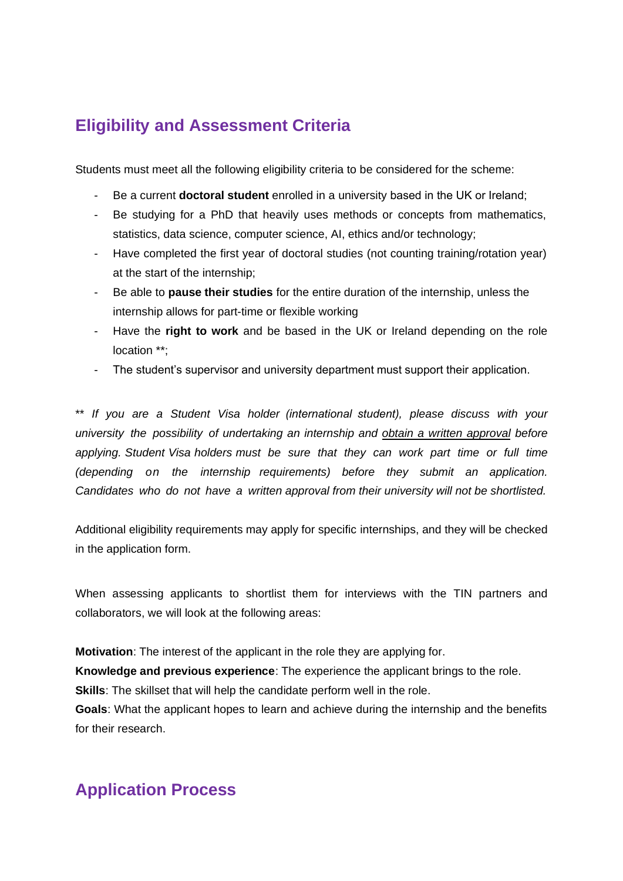## Eligibility and Assessment Criteria

Students must meet all the following eligibility criteria to be considered for the scheme:

- Be a current **doctoral student** enrolled in a university based in the UK or Ireland;
- Be studying for a PhD that heavily uses methods or concepts from mathematics, statistics, data science, computer science, AI, ethics and/or technology;
- Have completed the first year of doctoral studies (not counting training/rotation year) at the start of the internship;
- Be able to **pause their studies** for the entire duration of the internship, unless the internship allows for part-time or flexible working
- Have the **right to work** and be based in the UK or Ireland depending on the role location **;
- The student's supervisor and university department must support their application.

*** If you are a Student Visa holder (international student), please discuss with your university the possibility of undertaking an internship and <u>obtain a written approval</u> before applying. Student Visa holders must be sure that they can work part time or full time (depending on the internship requirements) before they submit an application. Candidates who do not have a written approval from their university will not be shortlisted.*

Additional eligibility requirements may apply for specific internships, and they will be checked in the application form.

When assessing applicants to shortlist them for interviews with the TIN partners and collaborators, we will look at the following areas:

**Motivation**: The interest of the applicant in the role they are applying for.
**Knowledge and previous experience**: The experience the applicant brings to the role.
**Skills**: The skillset that will help the candidate perform well in the role.
**Goals**: What the applicant hopes to learn and achieve during the internship and the benefits for their research.

## Application Process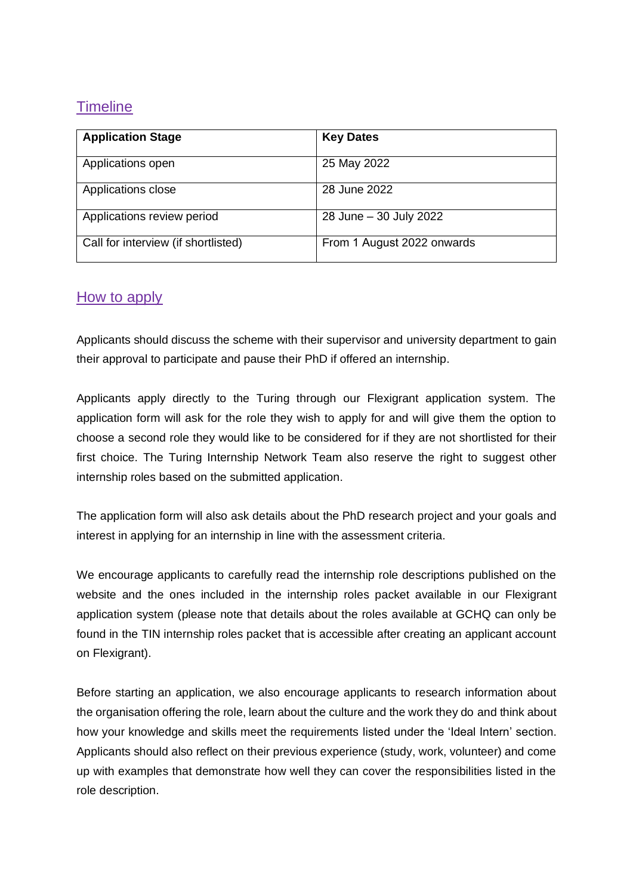## Timeline

| Application Stage | Key Dates |
|---|---|
| Applications open | 25 May 2022 |
| Applications close | 28 June 2022 |
| Applications review period | 28 June – 30 July 2022 |
| Call for interview (if shortlisted) | From 1 August 2022 onwards |

## How to apply

Applicants should discuss the scheme with their supervisor and university department to gain their approval to participate and pause their PhD if offered an internship.

Applicants apply directly to the Turing through our Flexigrant application system. The application form will ask for the role they wish to apply for and will give them the option to choose a second role they would like to be considered for if they are not shortlisted for their first choice. The Turing Internship Network Team also reserve the right to suggest other internship roles based on the submitted application.

The application form will also ask details about the PhD research project and your goals and interest in applying for an internship in line with the assessment criteria.

We encourage applicants to carefully read the internship role descriptions published on the website and the ones included in the internship roles packet available in our Flexigrant application system (please note that details about the roles available at GCHQ can only be found in the TIN internship roles packet that is accessible after creating an applicant account on Flexigrant).

Before starting an application, we also encourage applicants to research information about the organisation offering the role, learn about the culture and the work they do and think about how your knowledge and skills meet the requirements listed under the 'Ideal Intern' section. Applicants should also reflect on their previous experience (study, work, volunteer) and come up with examples that demonstrate how well they can cover the responsibilities listed in the role description.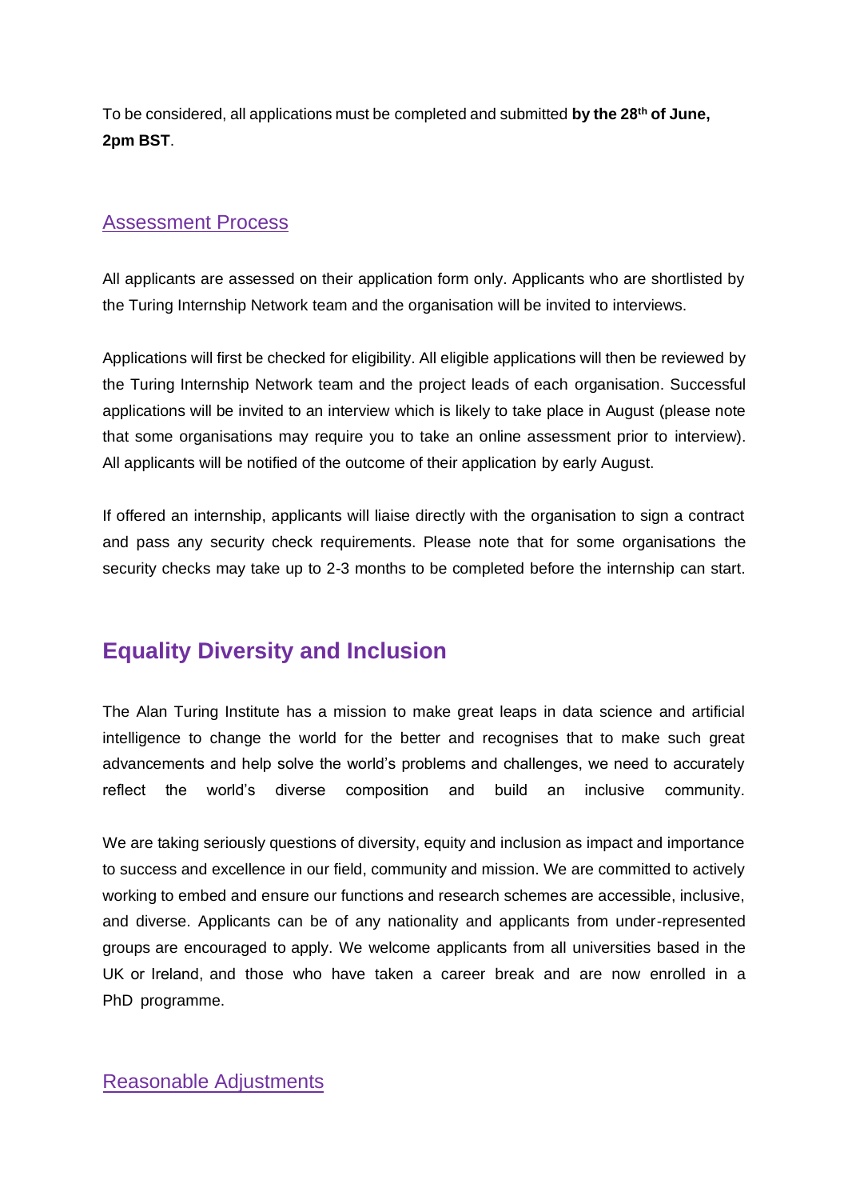To be considered, all applications must be completed and submitted **by the 28th of June, 2pm BST**.

### Assessment Process

All applicants are assessed on their application form only. Applicants who are shortlisted by the Turing Internship Network team and the organisation will be invited to interviews.

Applications will first be checked for eligibility. All eligible applications will then be reviewed by the Turing Internship Network team and the project leads of each organisation. Successful applications will be invited to an interview which is likely to take place in August (please note that some organisations may require you to take an online assessment prior to interview). All applicants will be notified of the outcome of their application by early August.

If offered an internship, applicants will liaise directly with the organisation to sign a contract and pass any security check requirements. Please note that for some organisations the security checks may take up to 2-3 months to be completed before the internship can start.

## Equality Diversity and Inclusion

The Alan Turing Institute has a mission to make great leaps in data science and artificial intelligence to change the world for the better and recognises that to make such great advancements and help solve the world's problems and challenges, we need to accurately reflect the world's diverse composition and build an inclusive community.

We are taking seriously questions of diversity, equity and inclusion as impact and importance to success and excellence in our field, community and mission. We are committed to actively working to embed and ensure our functions and research schemes are accessible, inclusive, and diverse. Applicants can be of any nationality and applicants from under-represented groups are encouraged to apply. We welcome applicants from all universities based in the UK or Ireland, and those who have taken a career break and are now enrolled in a PhD programme.

### Reasonable Adjustments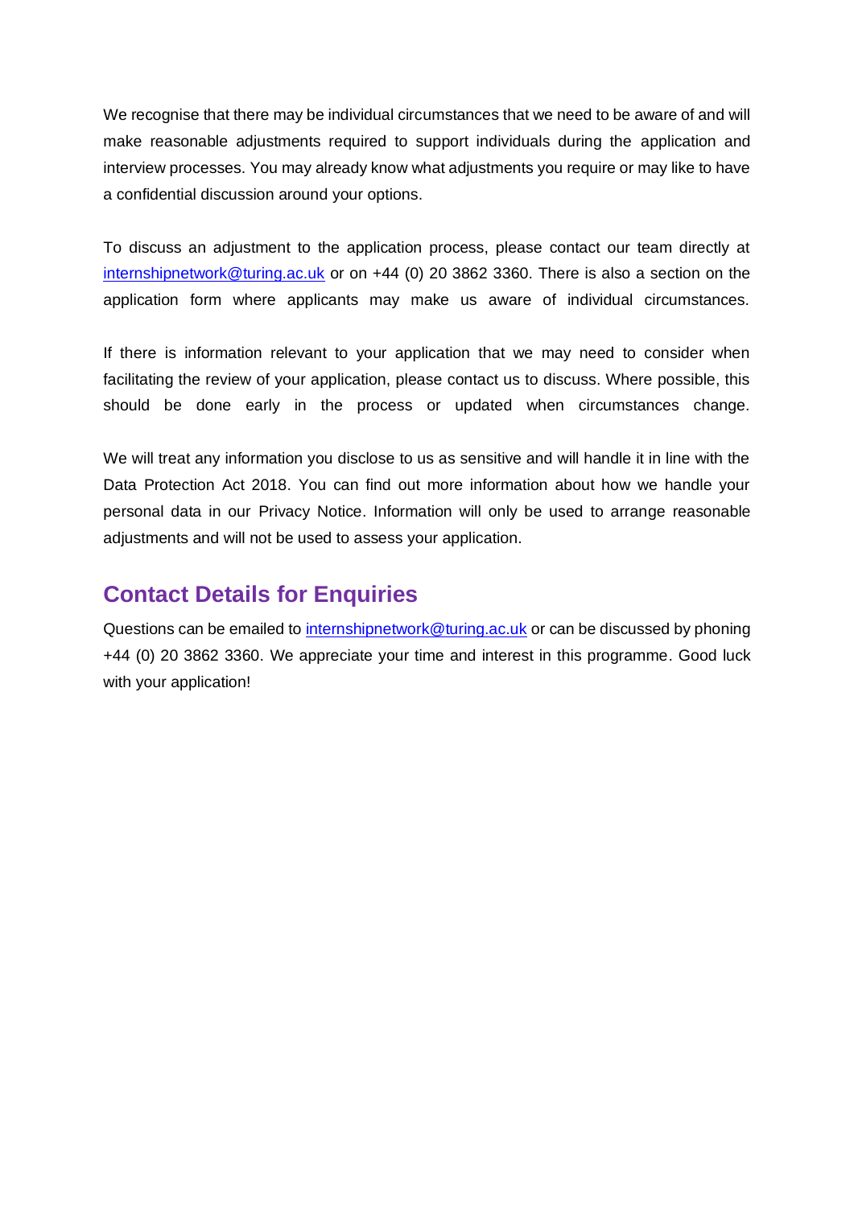We recognise that there may be individual circumstances that we need to be aware of and will make reasonable adjustments required to support individuals during the application and interview processes. You may already know what adjustments you require or may like to have a confidential discussion around your options.

To discuss an adjustment to the application process, please contact our team directly at internshipnetwork@turing.ac.uk or on +44 (0) 20 3862 3360. There is also a section on the application form where applicants may make us aware of individual circumstances.

If there is information relevant to your application that we may need to consider when facilitating the review of your application, please contact us to discuss. Where possible, this should be done early in the process or updated when circumstances change.

We will treat any information you disclose to us as sensitive and will handle it in line with the Data Protection Act 2018. You can find out more information about how we handle your personal data in our Privacy Notice. Information will only be used to arrange reasonable adjustments and will not be used to assess your application.

## Contact Details for Enquiries

Questions can be emailed to internshipnetwork@turing.ac.uk or can be discussed by phoning +44 (0) 20 3862 3360. We appreciate your time and interest in this programme. Good luck with your application!